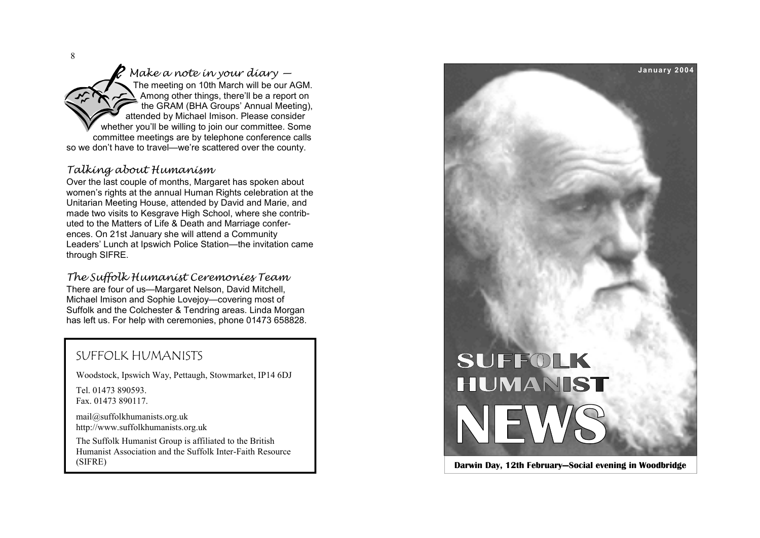### *Make a note in your diary —*

The meeting on 10th March will be our AGM. Among other things, there'll be a report on the GRAM (BHA Groups' Annual Meeting), attended by Michael Imison. Please consider whether you'll be willing to join our committee. Some committee meetings are by telephone conference calls so we don't have to travel—we're scattered over the county.

### *Talking about Humanism*

Over the last couple of months, Margaret has spoken about women's rights at the annual Human Rights celebration at the Unitarian Meeting House, attended by David and Marie, and made two visits to Kesgrave High School, where she contributed to the Matters of Life & Death and Marriage conferences. On 21st January she will attend a Community Leaders' Lunch at Ipswich Police Station—the invitation came through SIFRE.

### *The Suffolk Humanist Ceremonies Team*

There are four of us—Margaret Nelson, David Mitchell, Michael Imison and Sophie Lovejoy—covering most of Suffolk and the Colchester & Tendring areas. Linda Morgan has left us. For help with ceremonies, phone 01473 658828.

## SUFFOLK HUMANISTS

Woodstock, Ipswich Way, Pettaugh, Stowmarket, IP14 6DJ

Tel. 01473 890593.
Fax. 01473 890117.

mail@suffolkhumanists.org.uk
http://www.suffolkhumanists.org.uk

The Suffolk Humanist Group is affiliated to the British Humanist Association and the Suffolk Inter-Faith Resource (SIFRE)

January 2004

# SUFFOLK HUMANIST NEWS

**Darwin Day, 12th February—Social evening in Woodbridge**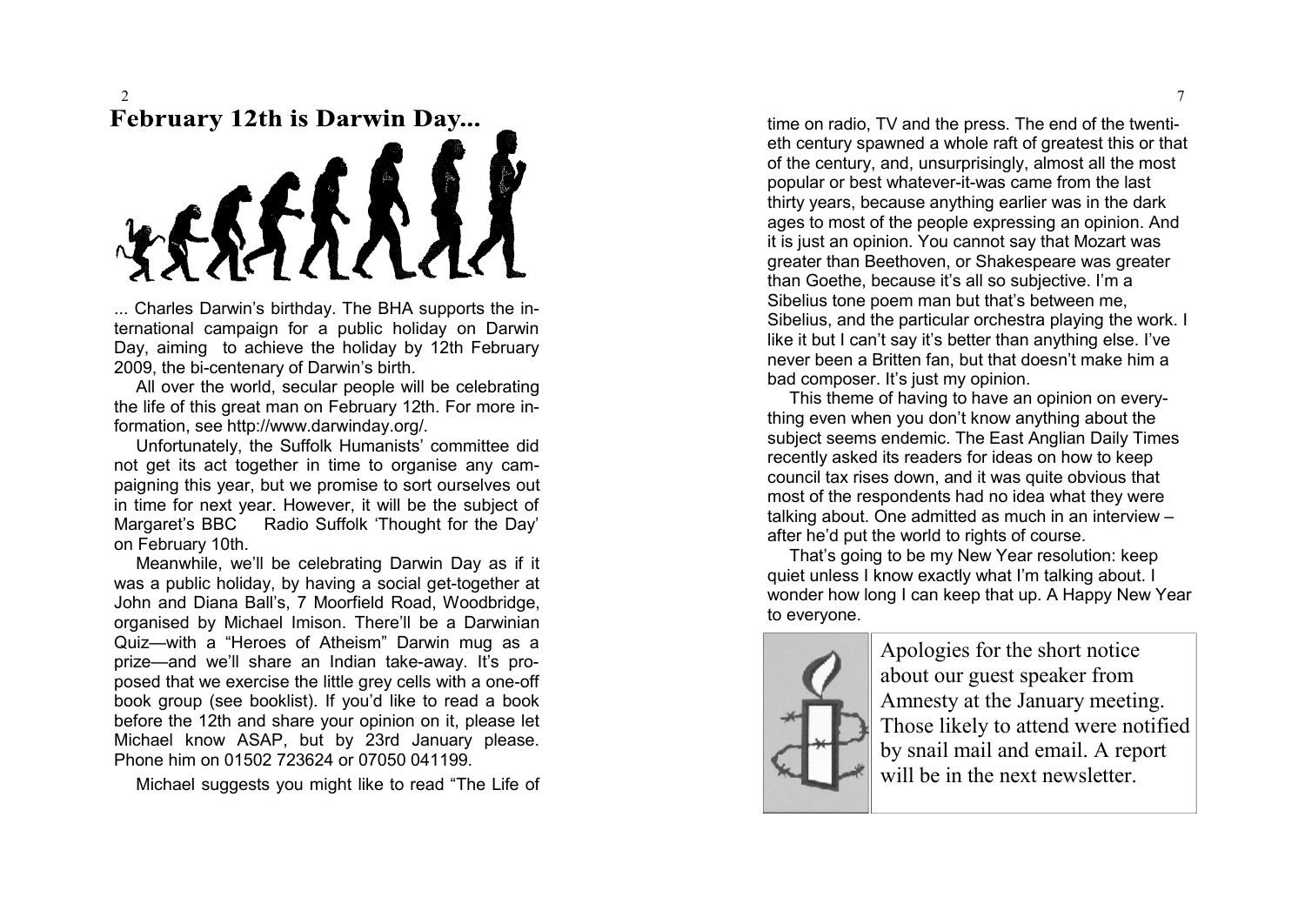# February 12th is Darwin Day...

... Charles Darwin's birthday. The BHA supports the international campaign for a public holiday on Darwin Day, aiming to achieve the holiday by 12th February 2009, the bi-centenary of Darwin's birth.

All over the world, secular people will be celebrating the life of this great man on February 12th. For more information, see http://www.darwinday.org/.

Unfortunately, the Suffolk Humanists' committee did not get its act together in time to organise any campaigning this year, but we promise to sort ourselves out in time for next year. However, it will be the subject of Margaret's BBC Radio Suffolk 'Thought for the Day' on February 10th.

Meanwhile, we'll be celebrating Darwin Day as if it was a public holiday, by having a social get-together at John and Diana Ball's, 7 Moorfield Road, Woodbridge, organised by Michael Imison. There'll be a Darwinian Quiz—with a "Heroes of Atheism" Darwin mug as a prize—and we'll share an Indian take-away. It's proposed that we exercise the little grey cells with a one-off book group (see booklist). If you'd like to read a book before the 12th and share your opinion on it, please let Michael know ASAP, but by 23rd January please. Phone him on 01502 723624 or 07050 041199.

Michael suggests you might like to read "The Life of

time on radio, TV and the press. The end of the twentieth century spawned a whole raft of greatest this or that of the century, and, unsurprisingly, almost all the most popular or best whatever-it-was came from the last thirty years, because anything earlier was in the dark ages to most of the people expressing an opinion. And it is just an opinion. You cannot say that Mozart was greater than Beethoven, or Shakespeare was greater than Goethe, because it's all so subjective. I'm a Sibelius tone poem man but that's between me, Sibelius, and the particular orchestra playing the work. I like it but I can't say it's better than anything else. I've never been a Britten fan, but that doesn't make him a bad composer. It's just my opinion.

This theme of having to have an opinion on everything even when you don't know anything about the subject seems endemic. The East Anglian Daily Times recently asked its readers for ideas on how to keep council tax rises down, and it was quite obvious that most of the respondents had no idea what they were talking about. One admitted as much in an interview – after he'd put the world to rights of course.

That's going to be my New Year resolution: keep quiet unless I know exactly what I'm talking about. I wonder how long I can keep that up. A Happy New Year to everyone.

Apologies for the short notice about our guest speaker from Amnesty at the January meeting. Those likely to attend were notified by snail mail and email. A report will be in the next newsletter.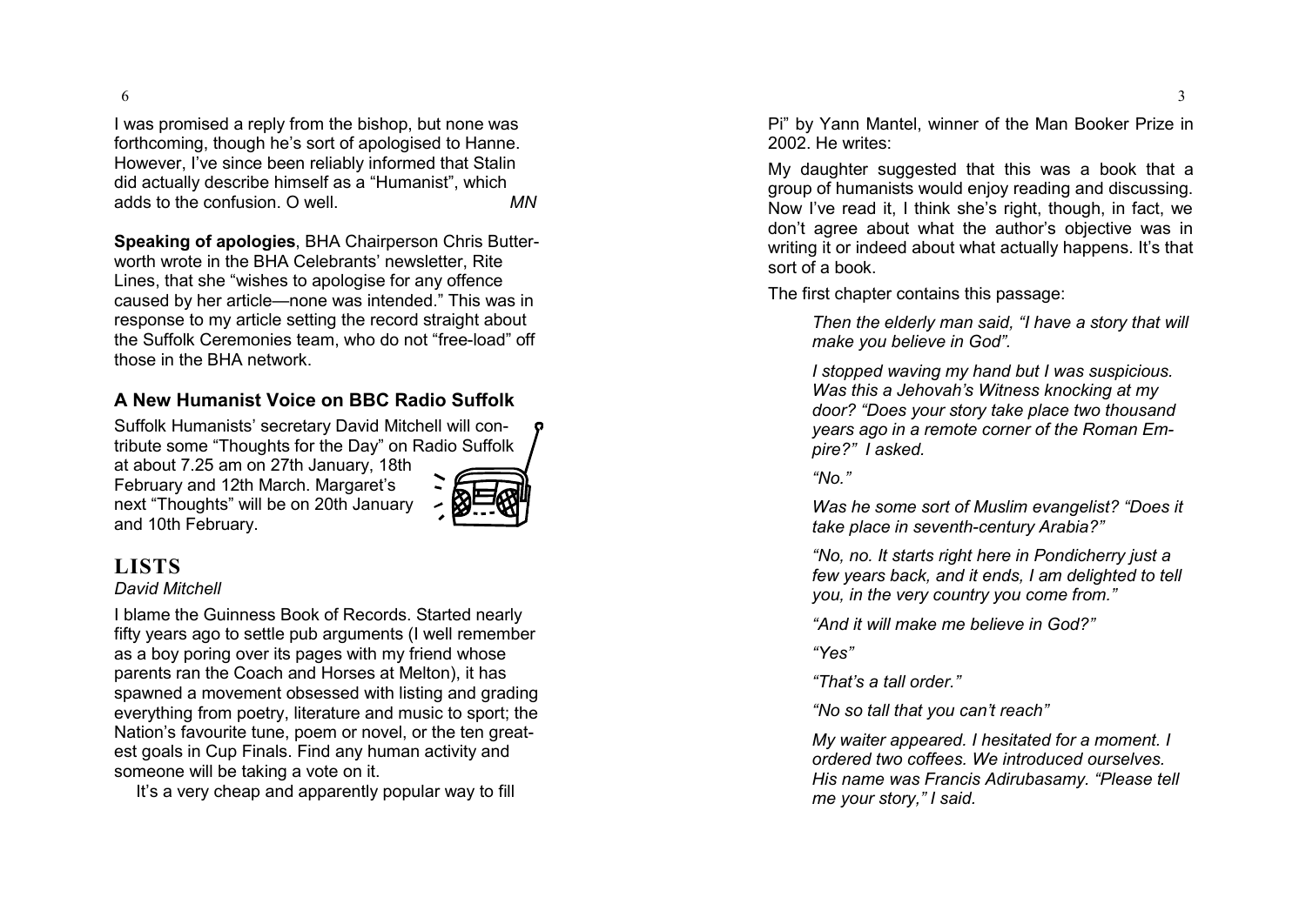I was promised a reply from the bishop, but none was forthcoming, though he's sort of apologised to Hanne. However, I've since been reliably informed that Stalin did actually describe himself as a "Humanist", which adds to the confusion. O well. *MN*

**Speaking of apologies**, BHA Chairperson Chris Butterworth wrote in the BHA Celebrants' newsletter, Rite Lines, that she "wishes to apologise for any offence caused by her article—none was intended." This was in response to my article setting the record straight about the Suffolk Ceremonies team, who do not "free-load" off those in the BHA network.

### A New Humanist Voice on BBC Radio Suffolk

Suffolk Humanists' secretary David Mitchell will contribute some "Thoughts for the Day" on Radio Suffolk at about 7.25 am on 27th January, 18th February and 12th March. Margaret's next "Thoughts" will be on 20th January and 10th February.

## LISTS

*David Mitchell*

I blame the Guinness Book of Records. Started nearly fifty years ago to settle pub arguments (I well remember as a boy poring over its pages with my friend whose parents ran the Coach and Horses at Melton), it has spawned a movement obsessed with listing and grading everything from poetry, literature and music to sport; the Nation's favourite tune, poem or novel, or the ten greatest goals in Cup Finals. Find any human activity and someone will be taking a vote on it.

It's a very cheap and apparently popular way to fill

Pi" by Yann Mantel, winner of the Man Booker Prize in 2002. He writes:

My daughter suggested that this was a book that a group of humanists would enjoy reading and discussing. Now I've read it, I think she's right, though, in fact, we don't agree about what the author's objective was in writing it or indeed about what actually happens. It's that sort of a book.

The first chapter contains this passage:

> *Then the elderly man said, "I have a story that will make you believe in God".*
>
> *I stopped waving my hand but I was suspicious. Was this a Jehovah's Witness knocking at my door? "Does your story take place two thousand years ago in a remote corner of the Roman Empire?" I asked.*
>
> *"No."*
>
> *Was he some sort of Muslim evangelist? "Does it take place in seventh-century Arabia?"*
>
> *"No, no. It starts right here in Pondicherry just a few years back, and it ends, I am delighted to tell you, in the very country you come from."*
>
> *"And it will make me believe in God?"*
>
> *"Yes"*
>
> *"That's a tall order."*
>
> *"No so tall that you can't reach"*
>
> *My waiter appeared. I hesitated for a moment. I ordered two coffees. We introduced ourselves. His name was Francis Adirubasamy. "Please tell me your story," I said.*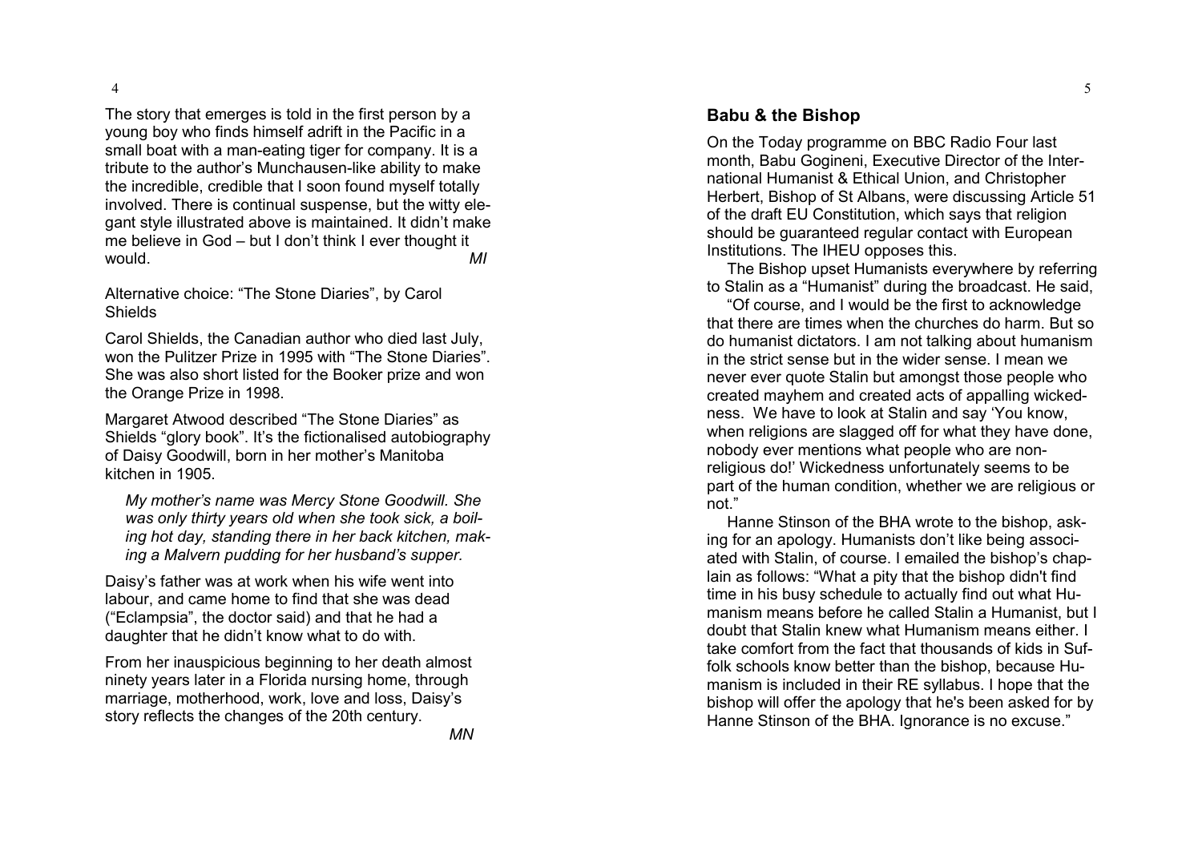The story that emerges is told in the first person by a young boy who finds himself adrift in the Pacific in a small boat with a man-eating tiger for company. It is a tribute to the author's Munchausen-like ability to make the incredible, credible that I soon found myself totally involved. There is continual suspense, but the witty elegant style illustrated above is maintained. It didn't make me believe in God – but I don't think I ever thought it would. *MI*

Alternative choice: "The Stone Diaries", by Carol Shields

Carol Shields, the Canadian author who died last July, won the Pulitzer Prize in 1995 with "The Stone Diaries". She was also short listed for the Booker prize and won the Orange Prize in 1998.

Margaret Atwood described "The Stone Diaries" as Shields "glory book". It's the fictionalised autobiography of Daisy Goodwill, born in her mother's Manitoba kitchen in 1905.

> *My mother's name was Mercy Stone Goodwill. She was only thirty years old when she took sick, a boiling hot day, standing there in her back kitchen, making a Malvern pudding for her husband's supper.*

Daisy's father was at work when his wife went into labour, and came home to find that she was dead ("Eclampsia", the doctor said) and that he had a daughter that he didn't know what to do with.

From her inauspicious beginning to her death almost ninety years later in a Florida nursing home, through marriage, motherhood, work, love and loss, Daisy's story reflects the changes of the 20th century.

*MN*

## Babu & the Bishop

On the Today programme on BBC Radio Four last month, Babu Gogineni, Executive Director of the International Humanist & Ethical Union, and Christopher Herbert, Bishop of St Albans, were discussing Article 51 of the draft EU Constitution, which says that religion should be guaranteed regular contact with European Institutions. The IHEU opposes this.

The Bishop upset Humanists everywhere by referring to Stalin as a "Humanist" during the broadcast. He said,

"Of course, and I would be the first to acknowledge that there are times when the churches do harm. But so do humanist dictators. I am not talking about humanism in the strict sense but in the wider sense. I mean we never ever quote Stalin but amongst those people who created mayhem and created acts of appalling wickedness. We have to look at Stalin and say 'You know, when religions are slagged off for what they have done, nobody ever mentions what people who are non-religious do!' Wickedness unfortunately seems to be part of the human condition, whether we are religious or not."

Hanne Stinson of the BHA wrote to the bishop, asking for an apology. Humanists don't like being associated with Stalin, of course. I emailed the bishop's chaplain as follows: "What a pity that the bishop didn't find time in his busy schedule to actually find out what Humanism means before he called Stalin a Humanist, but I doubt that Stalin knew what Humanism means either. I take comfort from the fact that thousands of kids in Suffolk schools know better than the bishop, because Humanism is included in their RE syllabus. I hope that the bishop will offer the apology that he's been asked for by Hanne Stinson of the BHA. Ignorance is no excuse."